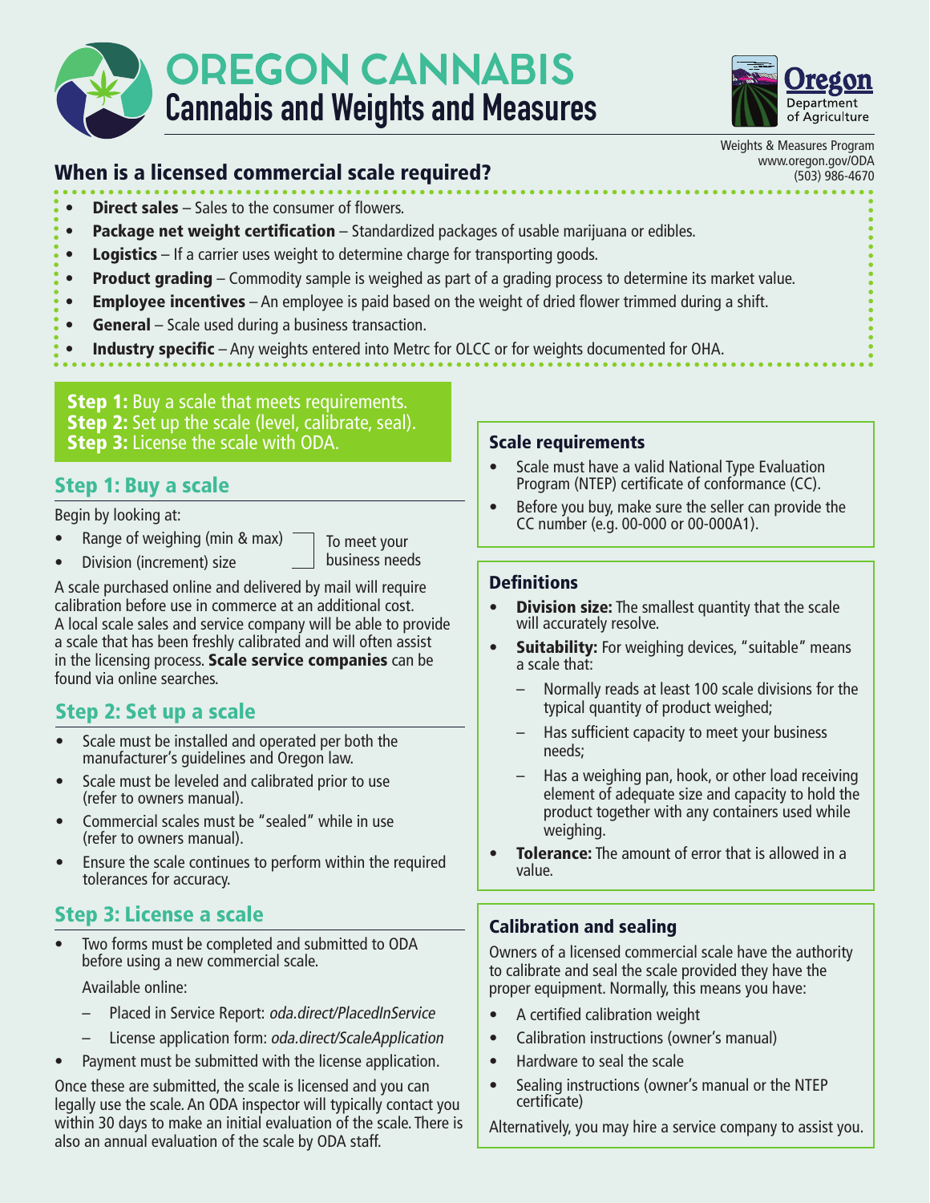# OREGON CANNABIS
## Cannabis and Weights and Measures

Oregon Department of Agriculture

Weights & Measures Program
www.oregon.gov/ODA
(503) 986-4670

## When is a licensed commercial scale required?

- **Direct sales** – Sales to the consumer of flowers.
- **Package net weight certification** – Standardized packages of usable marijuana or edibles.
- **Logistics** – If a carrier uses weight to determine charge for transporting goods.
- **Product grading** – Commodity sample is weighed as part of a grading process to determine its market value.
- **Employee incentives** – An employee is paid based on the weight of dried flower trimmed during a shift.
- **General** – Scale used during a business transaction.
- **Industry specific** – Any weights entered into Metrc for OLCC or for weights documented for OHA.

**Step 1:** Buy a scale that meets requirements.
**Step 2:** Set up the scale (level, calibrate, seal).
**Step 3:** License the scale with ODA.

## Step 1: Buy a scale

Begin by looking at:

- Range of weighing (min & max)
- Division (increment) size

To meet your business needs

A scale purchased online and delivered by mail will require calibration before use in commerce at an additional cost. A local scale sales and service company will be able to provide a scale that has been freshly calibrated and will often assist in the licensing process. **Scale service companies** can be found via online searches.

## Step 2: Set up a scale

- Scale must be installed and operated per both the manufacturer's guidelines and Oregon law.
- Scale must be leveled and calibrated prior to use (refer to owners manual).
- Commercial scales must be "sealed" while in use (refer to owners manual).
- Ensure the scale continues to perform within the required tolerances for accuracy.

## Step 3: License a scale

- Two forms must be completed and submitted to ODA before using a new commercial scale.

  Available online:

  – Placed in Service Report: *oda.direct/PlacedInService*

  – License application form: *oda.direct/ScaleApplication*
- Payment must be submitted with the license application.

Once these are submitted, the scale is licensed and you can legally use the scale. An ODA inspector will typically contact you within 30 days to make an initial evaluation of the scale. There is also an annual evaluation of the scale by ODA staff.

### Scale requirements

- Scale must have a valid National Type Evaluation Program (NTEP) certificate of conformance (CC).
- Before you buy, make sure the seller can provide the CC number (e.g. 00-000 or 00-000A1).

### Definitions

- **Division size:** The smallest quantity that the scale will accurately resolve.
- **Suitability:** For weighing devices, "suitable" means a scale that:
  – Normally reads at least 100 scale divisions for the typical quantity of product weighed;
  – Has sufficient capacity to meet your business needs;
  – Has a weighing pan, hook, or other load receiving element of adequate size and capacity to hold the product together with any containers used while weighing.
- **Tolerance:** The amount of error that is allowed in a value.

### Calibration and sealing

Owners of a licensed commercial scale have the authority to calibrate and seal the scale provided they have the proper equipment. Normally, this means you have:

- A certified calibration weight
- Calibration instructions (owner's manual)
- Hardware to seal the scale
- Sealing instructions (owner's manual or the NTEP certificate)

Alternatively, you may hire a service company to assist you.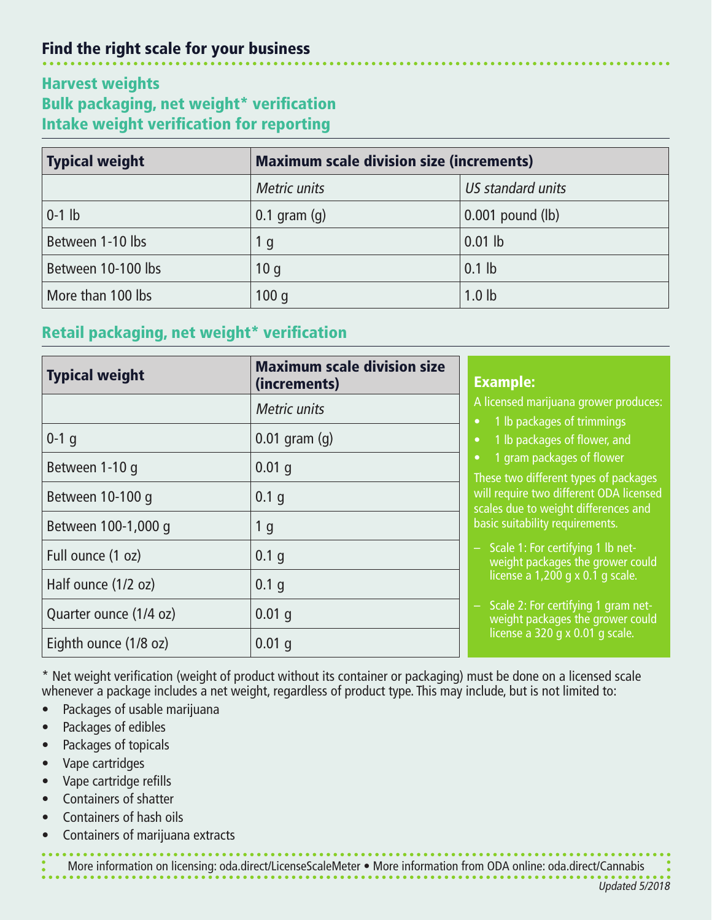## Find the right scale for your business

### Harvest weights
### Bulk packaging, net weight* verification
### Intake weight verification for reporting

| Typical weight | Maximum scale division size (increments) | |
|---|---|---|
| | *Metric units* | *US standard units* |
| 0-1 lb | 0.1 gram (g) | 0.001 pound (lb) |
| Between 1-10 lbs | 1 g | 0.01 lb |
| Between 10-100 lbs | 10 g | 0.1 lb |
| More than 100 lbs | 100 g | 1.0 lb |

### Retail packaging, net weight* verification

| Typical weight | Maximum scale division size (increments) |
|---|---|
| | *Metric units* |
| 0-1 g | 0.01 gram (g) |
| Between 1-10 g | 0.01 g |
| Between 10-100 g | 0.1 g |
| Between 100-1,000 g | 1 g |
| Full ounce (1 oz) | 0.1 g |
| Half ounce (1/2 oz) | 0.1 g |
| Quarter ounce (1/4 oz) | 0.01 g |
| Eighth ounce (1/8 oz) | 0.01 g |

**Example:**

A licensed marijuana grower produces:

- 1 lb packages of trimmings
- 1 lb packages of flower, and
- 1 gram packages of flower

These two different types of packages will require two different ODA licensed scales due to weight differences and basic suitability requirements.

– Scale 1: For certifying 1 lb net-weight packages the grower could license a 1,200 g x 0.1 g scale.

– Scale 2: For certifying 1 gram net-weight packages the grower could license a 320 g x 0.01 g scale.

* Net weight verification (weight of product without its container or packaging) must be done on a licensed scale whenever a package includes a net weight, regardless of product type. This may include, but is not limited to:

- Packages of usable marijuana
- Packages of edibles
- Packages of topicals
- Vape cartridges
- Vape cartridge refills
- Containers of shatter
- Containers of hash oils
- Containers of marijuana extracts

More information on licensing: oda.direct/LicenseScaleMeter • More information from ODA online: oda.direct/Cannabis

*Updated 5/2018*